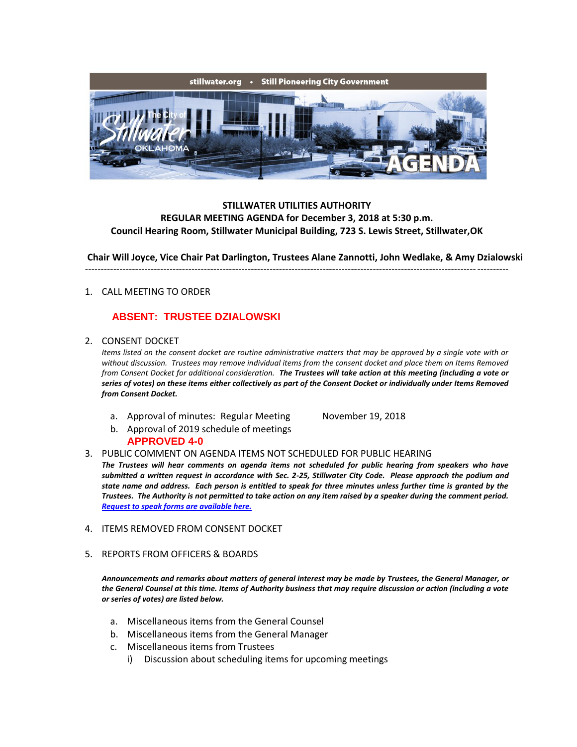stillwater.org • Still Pioneering City Government

**STILLWATER UTILITIES AUTHORITY**
**REGULAR MEETING AGENDA for December 3, 2018 at 5:30 p.m.**
**Council Hearing Room, Stillwater Municipal Building, 723 S. Lewis Street, Stillwater,OK**

**Chair Will Joyce, Vice Chair Pat Darlington, Trustees Alane Zannotti, John Wedlake, & Amy Dzialowski**

---

1. CALL MEETING TO ORDER

   **ABSENT: TRUSTEE DZIALOWSKI**

2. CONSENT DOCKET

   *Items listed on the consent docket are routine administrative matters that may be approved by a single vote with or without discussion. Trustees may remove individual items from the consent docket and place them on Items Removed from Consent Docket for additional consideration.* ***The Trustees will take action at this meeting (including a vote or series of votes) on these items either collectively as part of the Consent Docket or individually under Items Removed from Consent Docket.***

   a. Approval of minutes: Regular Meeting November 19, 2018
   b. Approval of 2019 schedule of meetings

   **APPROVED 4-0**

3. PUBLIC COMMENT ON AGENDA ITEMS NOT SCHEDULED FOR PUBLIC HEARING

   ***The Trustees will hear comments on agenda items not scheduled for public hearing from speakers who have submitted a written request in accordance with Sec. 2-25, Stillwater City Code. Please approach the podium and state name and address. Each person is entitled to speak for three minutes unless further time is granted by the Trustees. The Authority is not permitted to take action on any item raised by a speaker during the comment period.*** ***Request to speak forms are available here.***

4. ITEMS REMOVED FROM CONSENT DOCKET

5. REPORTS FROM OFFICERS & BOARDS

   ***Announcements and remarks about matters of general interest may be made by Trustees, the General Manager, or the General Counsel at this time. Items of Authority business that may require discussion or action (including a vote or series of votes) are listed below.***

   a. Miscellaneous items from the General Counsel
   b. Miscellaneous items from the General Manager
   c. Miscellaneous items from Trustees
      i) Discussion about scheduling items for upcoming meetings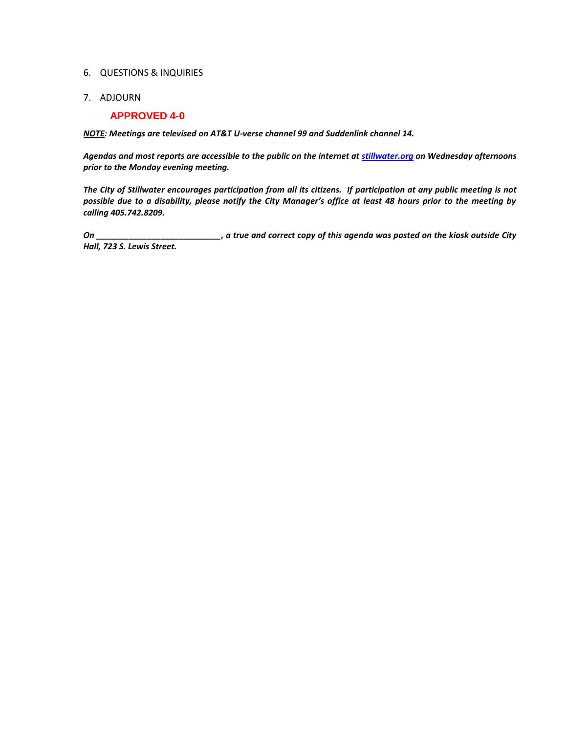6. QUESTIONS & INQUIRIES

7. ADJOURN

    **APPROVED 4-0**

***NOTE*: Meetings are televised on AT&T U-verse channel 99 and Suddenlink channel 14.**

***Agendas and most reports are accessible to the public on the internet at stillwater.org on Wednesday afternoons prior to the Monday evening meeting.***

***The City of Stillwater encourages participation from all its citizens. If participation at any public meeting is not possible due to a disability, please notify the City Manager's office at least 48 hours prior to the meeting by calling 405.742.8209.***

***On ___________________________, a true and correct copy of this agenda was posted on the kiosk outside City Hall, 723 S. Lewis Street.***